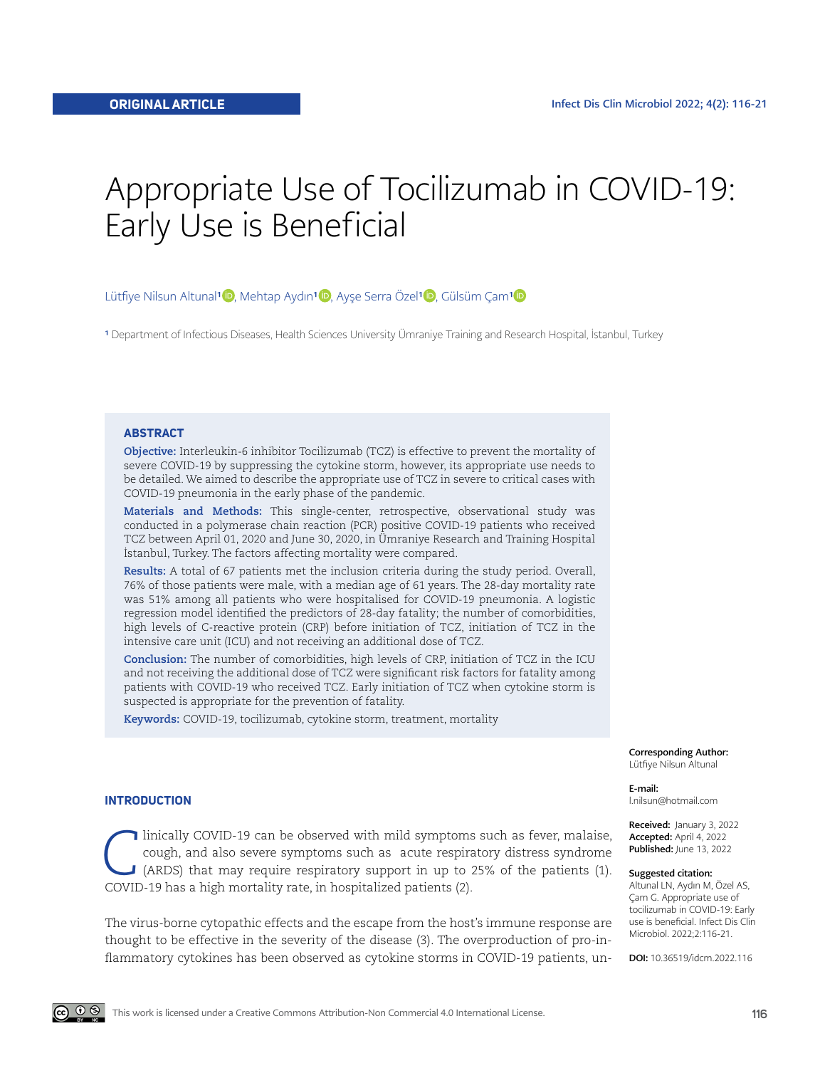ORIGINAL ARTICLE

# Appropriate Use of Tocilizumab in COVID-19: Early Use is Beneficial

Lütfiye Nilsun Altunal[1], Mehtap Aydın[1], Ayşe Serra Özel[1], Gülsüm Çam[1]

[1] Department of Infectious Diseases, Health Sciences University Ümraniye Training and Research Hospital, İstanbul, Turkey

## ABSTRACT

**Objective:** Interleukin-6 inhibitor Tocilizumab (TCZ) is effective to prevent the mortality of severe COVID-19 by suppressing the cytokine storm, however, its appropriate use needs to be detailed. We aimed to describe the appropriate use of TCZ in severe to critical cases with COVID-19 pneumonia in the early phase of the pandemic.

**Materials and Methods:** This single-center, retrospective, observational study was conducted in a polymerase chain reaction (PCR) positive COVID-19 patients who received TCZ between April 01, 2020 and June 30, 2020, in Ümraniye Research and Training Hospital İstanbul, Turkey. The factors affecting mortality were compared.

**Results:** A total of 67 patients met the inclusion criteria during the study period. Overall, 76% of those patients were male, with a median age of 61 years. The 28-day mortality rate was 51% among all patients who were hospitalised for COVID-19 pneumonia. A logistic regression model identified the predictors of 28-day fatality; the number of comorbidities, high levels of C-reactive protein (CRP) before initiation of TCZ, initiation of TCZ in the intensive care unit (ICU) and not receiving an additional dose of TCZ.

**Conclusion:** The number of comorbidities, high levels of CRP, initiation of TCZ in the ICU and not receiving the additional dose of TCZ were significant risk factors for fatality among patients with COVID-19 who received TCZ. Early initiation of TCZ when cytokine storm is suspected is appropriate for the prevention of fatality.

**Keywords:** COVID-19, tocilizumab, cytokine storm, treatment, mortality

**Corresponding Author:** Lütfiye Nilsun Altunal

**E-mail:** l.nilsun@hotmail.com

**Received:** January 3, 2022
**Accepted:** April 4, 2022
**Published:** June 13, 2022

**Suggested citation:** Altunal LN, Aydın M, Özel AS, Çam G. Appropriate use of tocilizumab in COVID-19: Early use is beneficial. Infect Dis Clin Microbiol. 2022;2:116-21.

**DOI:** 10.36519/idcm.2022.116

## INTRODUCTION

Clinically COVID-19 can be observed with mild symptoms such as fever, malaise, cough, and also severe symptoms such as acute respiratory distress syndrome (ARDS) that may require respiratory support in up to 25% of the patients (1). COVID-19 has a high mortality rate, in hospitalized patients (2).

The virus-borne cytopathic effects and the escape from the host's immune response are thought to be effective in the severity of the disease (3). The overproduction of pro-inflammatory cytokines has been observed as cytokine storms in COVID-19 patients, un-

This work is licensed under a Creative Commons Attribution-Non Commercial 4.0 International License.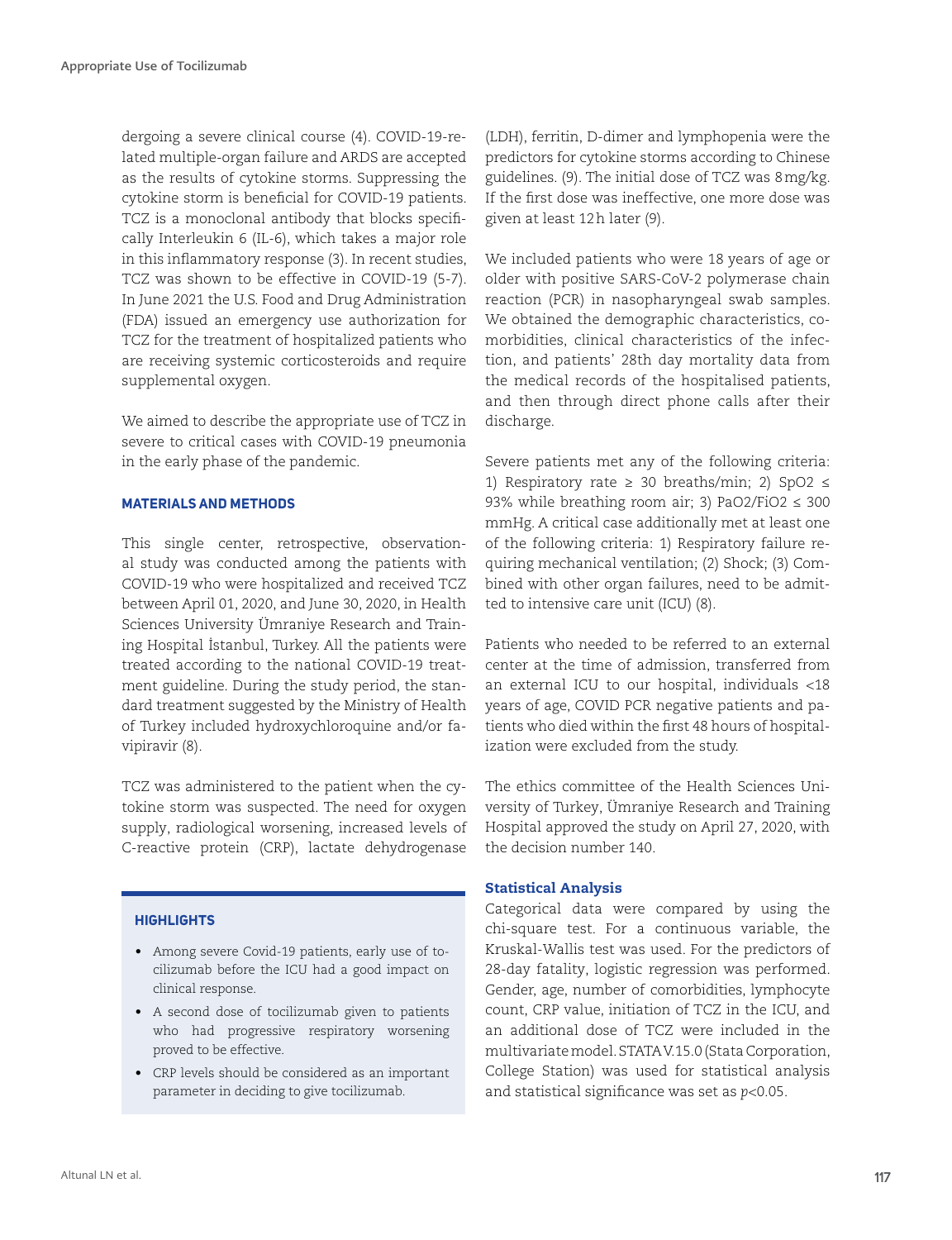dergoing a severe clinical course (4). COVID-19-related multiple-organ failure and ARDS are accepted as the results of cytokine storms. Suppressing the cytokine storm is beneficial for COVID-19 patients. TCZ is a monoclonal antibody that blocks specifically Interleukin 6 (IL-6), which takes a major role in this inflammatory response (3). In recent studies, TCZ was shown to be effective in COVID-19 (5-7). In June 2021 the U.S. Food and Drug Administration (FDA) issued an emergency use authorization for TCZ for the treatment of hospitalized patients who are receiving systemic corticosteroids and require supplemental oxygen.

We aimed to describe the appropriate use of TCZ in severe to critical cases with COVID-19 pneumonia in the early phase of the pandemic.

## MATERIALS AND METHODS

This single center, retrospective, observational study was conducted among the patients with COVID-19 who were hospitalized and received TCZ between April 01, 2020, and June 30, 2020, in Health Sciences University Ümraniye Research and Training Hospital İstanbul, Turkey. All the patients were treated according to the national COVID-19 treatment guideline. During the study period, the standard treatment suggested by the Ministry of Health of Turkey included hydroxychloroquine and/or favipiravir (8).

TCZ was administered to the patient when the cytokine storm was suspected. The need for oxygen supply, radiological worsening, increased levels of C-reactive protein (CRP), lactate dehydrogenase (LDH), ferritin, D-dimer and lymphopenia were the predictors for cytokine storms according to Chinese guidelines. (9). The initial dose of TCZ was 8 mg/kg. If the first dose was ineffective, one more dose was given at least 12 h later (9).

We included patients who were 18 years of age or older with positive SARS-CoV-2 polymerase chain reaction (PCR) in nasopharyngeal swab samples. We obtained the demographic characteristics, comorbidities, clinical characteristics of the infection, and patients' 28th day mortality data from the medical records of the hospitalised patients, and then through direct phone calls after their discharge.

Severe patients met any of the following criteria: 1) Respiratory rate ≥ 30 breaths/min; 2) $SpO_2$ ≤ 93% while breathing room air; 3) $PaO_2/FiO_2$ ≤ 300 mmHg. A critical case additionally met at least one of the following criteria: 1) Respiratory failure requiring mechanical ventilation; (2) Shock; (3) Combined with other organ failures, need to be admitted to intensive care unit (ICU) (8).

Patients who needed to be referred to an external center at the time of admission, transferred from an external ICU to our hospital, individuals <18 years of age, COVID PCR negative patients and patients who died within the first 48 hours of hospitalization were excluded from the study.

The ethics committee of the Health Sciences University of Turkey, Ümraniye Research and Training Hospital approved the study on April 27, 2020, with the decision number 140.

### Statistical Analysis

Categorical data were compared by using the chi-square test. For a continuous variable, the Kruskal-Wallis test was used. For the predictors of 28-day fatality, logistic regression was performed. Gender, age, number of comorbidities, lymphocyte count, CRP value, initiation of TCZ in the ICU, and an additional dose of TCZ were included in the multivariate model. STATA V.15.0 (Stata Corporation, College Station) was used for statistical analysis and statistical significance was set as $p<0.05$.

**HIGHLIGHTS**

- Among severe Covid-19 patients, early use of tocilizumab before the ICU had a good impact on clinical response.
- A second dose of tocilizumab given to patients who had progressive respiratory worsening proved to be effective.
- CRP levels should be considered as an important parameter in deciding to give tocilizumab.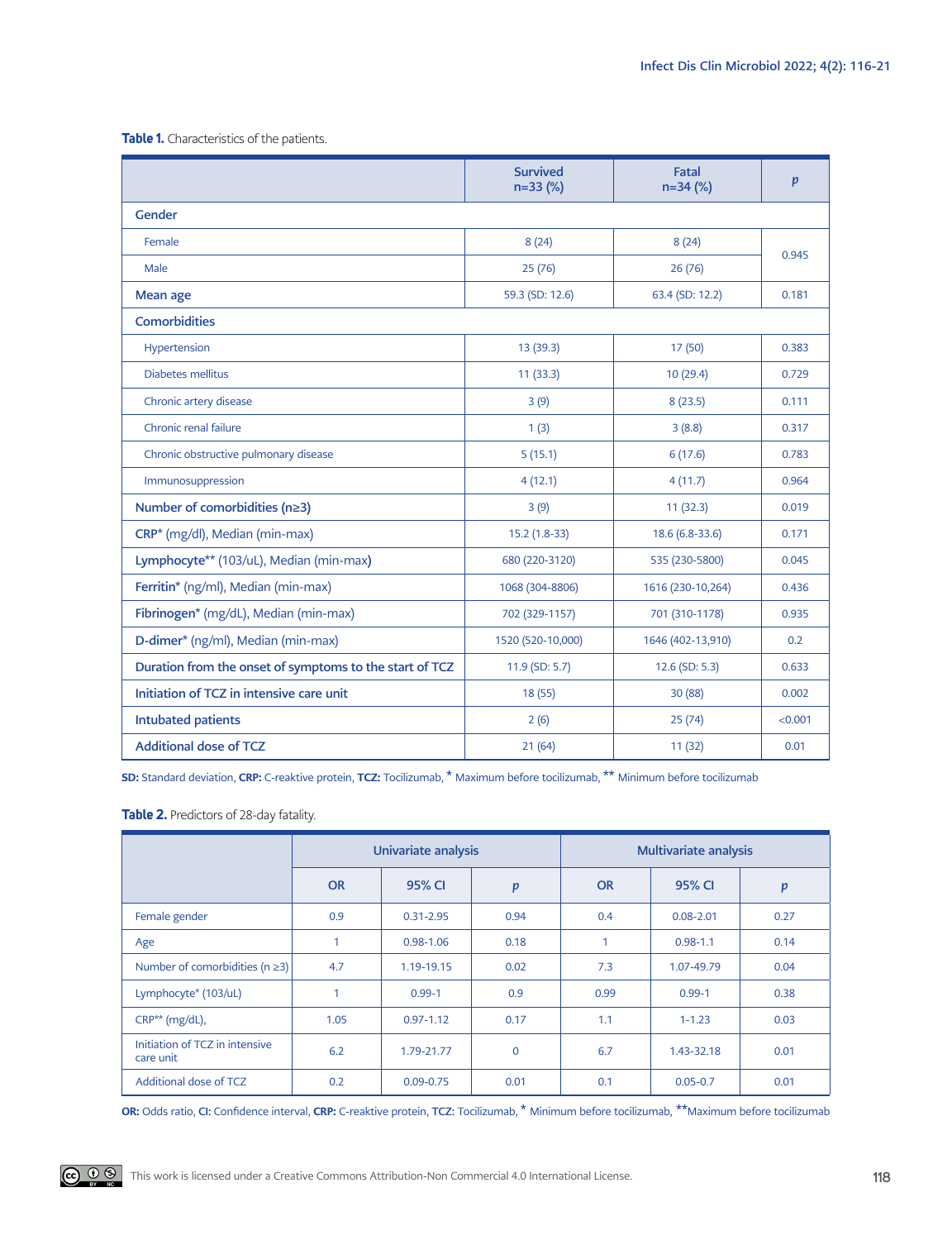**Table 1.** Characteristics of the patients.

| | Survived n=33 (%) | Fatal n=34 (%) | *p* |
|---|---|---|---|
| **Gender** | | | |
| Female | 8 (24) | 8 (24) | 0.945 |
| Male | 25 (76) | 26 (76) | |
| **Mean age** | 59.3 (SD: 12.6) | 63.4 (SD: 12.2) | 0.181 |
| **Comorbidities** | | | |
| Hypertension | 13 (39.3) | 17 (50) | 0.383 |
| Diabetes mellitus | 11 (33.3) | 10 (29.4) | 0.729 |
| Chronic artery disease | 3 (9) | 8 (23.5) | 0.111 |
| Chronic renal failure | 1 (3) | 3 (8.8) | 0.317 |
| Chronic obstructive pulmonary disease | 5 (15.1) | 6 (17.6) | 0.783 |
| Immunosuppression | 4 (12.1) | 4 (11.7) | 0.964 |
| **Number of comorbidities (n≥3)** | 3 (9) | 11 (32.3) | 0.019 |
| **CRP*** (mg/dl), Median (min-max) | 15.2 (1.8-33) | 18.6 (6.8-33.6) | 0.171 |
| **Lymphocyte**** (103/uL), Median (min-max) | 680 (220-3120) | 535 (230-5800) | 0.045 |
| **Ferritin*** (ng/ml), Median (min-max) | 1068 (304-8806) | 1616 (230-10,264) | 0.436 |
| **Fibrinogen*** (mg/dL), Median (min-max) | 702 (329-1157) | 701 (310-1178) | 0.935 |
| **D-dimer*** (ng/ml), Median (min-max) | 1520 (520-10,000) | 1646 (402-13,910) | 0.2 |
| **Duration from the onset of symptoms to the start of TCZ** | 11.9 (SD: 5.7) | 12.6 (SD: 5.3) | 0.633 |
| **Initiation of TCZ in intensive care unit** | 18 (55) | 30 (88) | 0.002 |
| **Intubated patients** | 2 (6) | 25 (74) | <0.001 |
| **Additional dose of TCZ** | 21 (64) | 11 (32) | 0.01 |

**SD:** Standard deviation, **CRP:** C-reaktive protein, **TCZ:** Tocilizumab, * Maximum before tocilizumab, ** Minimum before tocilizumab

**Table 2.** Predictors of 28-day fatality.

| | Univariate analysis | | | Multivariate analysis | | |
|---|---|---|---|---|---|---|
| | OR | 95% CI | *p* | OR | 95% CI | *p* |
| Female gender | 0.9 | 0.31-2.95 | 0.94 | 0.4 | 0.08-2.01 | 0.27 |
| Age | 1 | 0.98-1.06 | 0.18 | 1 | 0.98-1.1 | 0.14 |
| Number of comorbidities (n ≥3) | 4.7 | 1.19-19.15 | 0.02 | 7.3 | 1.07-49.79 | 0.04 |
| Lymphocyte* (103/uL) | 1 | 0.99-1 | 0.9 | 0.99 | 0.99-1 | 0.38 |
| CRP** (mg/dL), | 1.05 | 0.97-1.12 | 0.17 | 1.1 | 1-1.23 | 0.03 |
| Initiation of TCZ in intensive care unit | 6.2 | 1.79-21.77 | 0 | 6.7 | 1.43-32.18 | 0.01 |
| Additional dose of TCZ | 0.2 | 0.09-0.75 | 0.01 | 0.1 | 0.05-0.7 | 0.01 |

**OR:** Odds ratio, **CI:** Confidence interval, **CRP:** C-reaktive protein, **TCZ:** Tocilizumab, * Minimum before tocilizumab, **Maximum before tocilizumab

This work is licensed under a Creative Commons Attribution-Non Commercial 4.0 International License.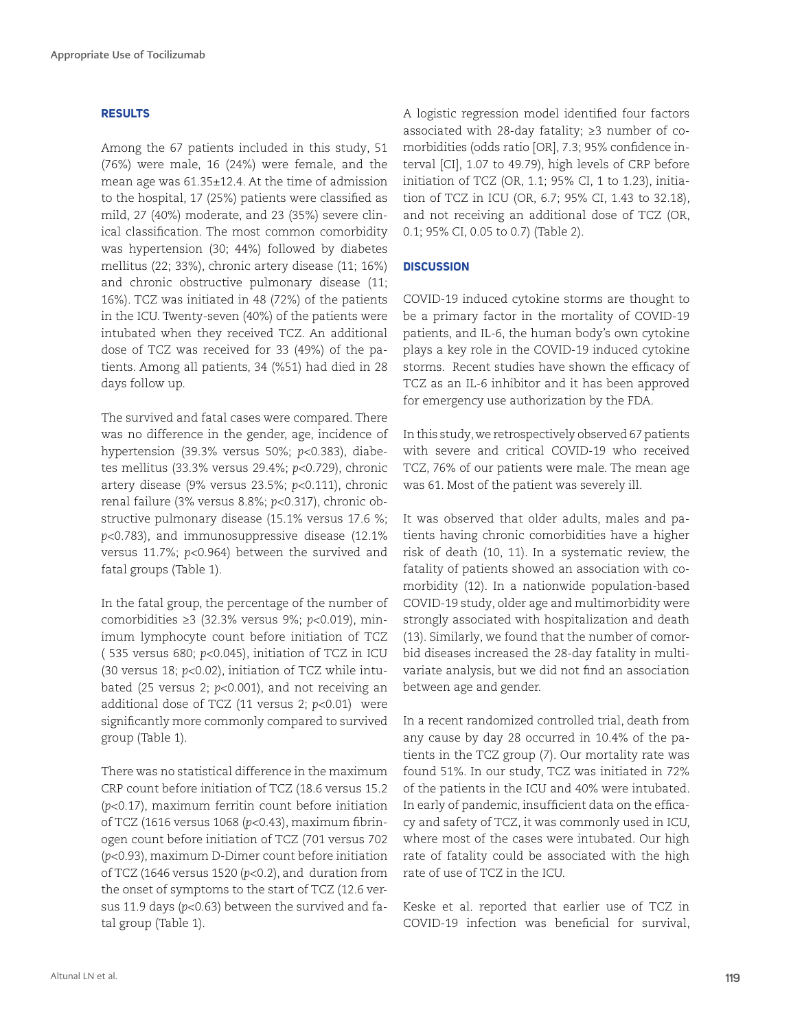## RESULTS

Among the 67 patients included in this study, 51 (76%) were male, 16 (24%) were female, and the mean age was 61.35±12.4. At the time of admission to the hospital, 17 (25%) patients were classified as mild, 27 (40%) moderate, and 23 (35%) severe clinical classification. The most common comorbidity was hypertension (30; 44%) followed by diabetes mellitus (22; 33%), chronic artery disease (11; 16%) and chronic obstructive pulmonary disease (11; 16%). TCZ was initiated in 48 (72%) of the patients in the ICU. Twenty-seven (40%) of the patients were intubated when they received TCZ. An additional dose of TCZ was received for 33 (49%) of the patients. Among all patients, 34 (%51) had died in 28 days follow up.

The survived and fatal cases were compared. There was no difference in the gender, age, incidence of hypertension (39.3% versus 50%; $p<0.383$), diabetes mellitus (33.3% versus 29.4%; $p<0.729$), chronic artery disease (9% versus 23.5%; $p<0.111$), chronic renal failure (3% versus 8.8%; $p<0.317$), chronic obstructive pulmonary disease (15.1% versus 17.6 %; $p<0.783$), and immunosuppressive disease (12.1% versus 11.7%; $p<0.964$) between the survived and fatal groups (Table 1).

In the fatal group, the percentage of the number of comorbidities ≥3 (32.3% versus 9%; $p<0.019$), minimum lymphocyte count before initiation of TCZ ( 535 versus 680; $p<0.045$), initiation of TCZ in ICU (30 versus 18; $p<0.02$), initiation of TCZ while intubated (25 versus 2; $p<0.001$), and not receiving an additional dose of TCZ (11 versus 2; $p<0.01$) were significantly more commonly compared to survived group (Table 1).

There was no statistical difference in the maximum CRP count before initiation of TCZ (18.6 versus 15.2 ($p<0.17$), maximum ferritin count before initiation of TCZ (1616 versus 1068 ($p<0.43$), maximum fibrinogen count before initiation of TCZ (701 versus 702 ($p<0.93$), maximum D-Dimer count before initiation of TCZ (1646 versus 1520 ($p<0.2$), and duration from the onset of symptoms to the start of TCZ (12.6 versus 11.9 days ($p<0.63$) between the survived and fatal group (Table 1).

A logistic regression model identified four factors associated with 28-day fatality; ≥3 number of comorbidities (odds ratio [OR], 7.3; 95% confidence interval [CI], 1.07 to 49.79), high levels of CRP before initiation of TCZ (OR, 1.1; 95% CI, 1 to 1.23), initiation of TCZ in ICU (OR, 6.7; 95% CI, 1.43 to 32.18), and not receiving an additional dose of TCZ (OR, 0.1; 95% CI, 0.05 to 0.7) (Table 2).

## DISCUSSION

COVID-19 induced cytokine storms are thought to be a primary factor in the mortality of COVID-19 patients, and IL-6, the human body's own cytokine plays a key role in the COVID-19 induced cytokine storms. Recent studies have shown the efficacy of TCZ as an IL-6 inhibitor and it has been approved for emergency use authorization by the FDA.

In this study, we retrospectively observed 67 patients with severe and critical COVID-19 who received TCZ, 76% of our patients were male. The mean age was 61. Most of the patient was severely ill.

It was observed that older adults, males and patients having chronic comorbidities have a higher risk of death (10, 11). In a systematic review, the fatality of patients showed an association with comorbidity (12). In a nationwide population-based COVID-19 study, older age and multimorbidity were strongly associated with hospitalization and death (13). Similarly, we found that the number of comorbid diseases increased the 28-day fatality in multivariate analysis, but we did not find an association between age and gender.

In a recent randomized controlled trial, death from any cause by day 28 occurred in 10.4% of the patients in the TCZ group (7). Our mortality rate was found 51%. In our study, TCZ was initiated in 72% of the patients in the ICU and 40% were intubated. In early of pandemic, insufficient data on the efficacy and safety of TCZ, it was commonly used in ICU, where most of the cases were intubated. Our high rate of fatality could be associated with the high rate of use of TCZ in the ICU.

Keske et al. reported that earlier use of TCZ in COVID-19 infection was beneficial for survival,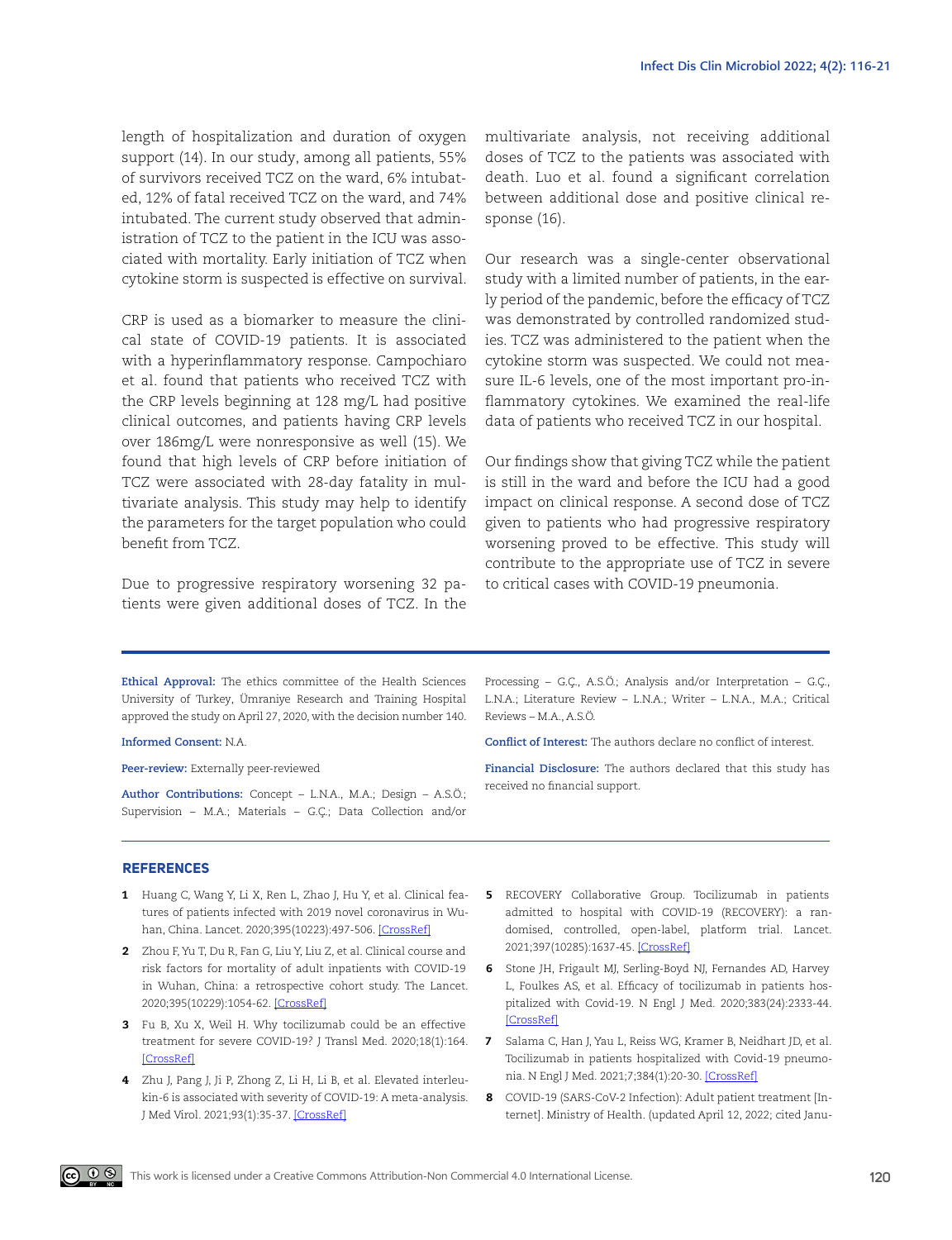length of hospitalization and duration of oxygen support (14). In our study, among all patients, 55% of survivors received TCZ on the ward, 6% intubated, 12% of fatal received TCZ on the ward, and 74% intubated. The current study observed that administration of TCZ to the patient in the ICU was associated with mortality. Early initiation of TCZ when cytokine storm is suspected is effective on survival.

CRP is used as a biomarker to measure the clinical state of COVID-19 patients. It is associated with a hyperinflammatory response. Campochiaro et al. found that patients who received TCZ with the CRP levels beginning at 128 mg/L had positive clinical outcomes, and patients having CRP levels over 186mg/L were nonresponsive as well (15). We found that high levels of CRP before initiation of TCZ were associated with 28-day fatality in multivariate analysis. This study may help to identify the parameters for the target population who could benefit from TCZ.

Due to progressive respiratory worsening 32 patients were given additional doses of TCZ. In the multivariate analysis, not receiving additional doses of TCZ to the patients was associated with death. Luo et al. found a significant correlation between additional dose and positive clinical response (16).

Our research was a single-center observational study with a limited number of patients, in the early period of the pandemic, before the efficacy of TCZ was demonstrated by controlled randomized studies. TCZ was administered to the patient when the cytokine storm was suspected. We could not measure IL-6 levels, one of the most important pro-inflammatory cytokines. We examined the real-life data of patients who received TCZ in our hospital.

Our findings show that giving TCZ while the patient is still in the ward and before the ICU had a good impact on clinical response. A second dose of TCZ given to patients who had progressive respiratory worsening proved to be effective. This study will contribute to the appropriate use of TCZ in severe to critical cases with COVID-19 pneumonia.

---

**Ethical Approval:** The ethics committee of the Health Sciences University of Turkey, Ümraniye Research and Training Hospital approved the study on April 27, 2020, with the decision number 140.

**Informed Consent:** N.A.

**Peer-review:** Externally peer-reviewed

**Author Contributions:** Concept – L.N.A., M.A.; Design – A.S.Ö.; Supervision – M.A.; Materials – G.Ç.; Data Collection and/or Processing – G.Ç., A.S.Ö.; Analysis and/or Interpretation – G.Ç., L.N.A.; Literature Review – L.N.A.; Writer – L.N.A., M.A.; Critical Reviews – M.A., A.S.Ö.

**Conflict of Interest:** The authors declare no conflict of interest.

**Financial Disclosure:** The authors declared that this study has received no financial support.

## REFERENCES

1. Huang C, Wang Y, Li X, Ren L, Zhao J, Hu Y, et al. Clinical features of patients infected with 2019 novel coronavirus in Wuhan, China. Lancet. 2020;395(10223):497-506. [CrossRef]
2. Zhou F, Yu T, Du R, Fan G, Liu Y, Liu Z, et al. Clinical course and risk factors for mortality of adult inpatients with COVID-19 in Wuhan, China: a retrospective cohort study. The Lancet. 2020;395(10229):1054-62. [CrossRef]
3. Fu B, Xu X, Weil H. Why tocilizumab could be an effective treatment for severe COVID-19? J Transl Med. 2020;18(1):164. [CrossRef]
4. Zhu J, Pang J, Ji P, Zhong Z, Li H, Li B, et al. Elevated interleukin-6 is associated with severity of COVID-19: A meta-analysis. J Med Virol. 2021;93(1):35-37. [CrossRef]
5. RECOVERY Collaborative Group. Tocilizumab in patients admitted to hospital with COVID-19 (RECOVERY): a randomised, controlled, open-label, platform trial. Lancet. 2021;397(10285):1637-45. [CrossRef]
6. Stone JH, Frigault MJ, Serling-Boyd NJ, Fernandes AD, Harvey L, Foulkes AS, et al. Efficacy of tocilizumab in patients hospitalized with Covid-19. N Engl J Med. 2020;383(24):2333-44. [CrossRef]
7. Salama C, Han J, Yau L, Reiss WG, Kramer B, Neidhart JD, et al. Tocilizumab in patients hospitalized with Covid-19 pneumonia. N Engl J Med. 2021;7;384(1):20-30. [CrossRef]
8. COVID-19 (SARS-CoV-2 Infection): Adult patient treatment [Internet]. Ministry of Health. (updated April 12, 2022; cited Janu-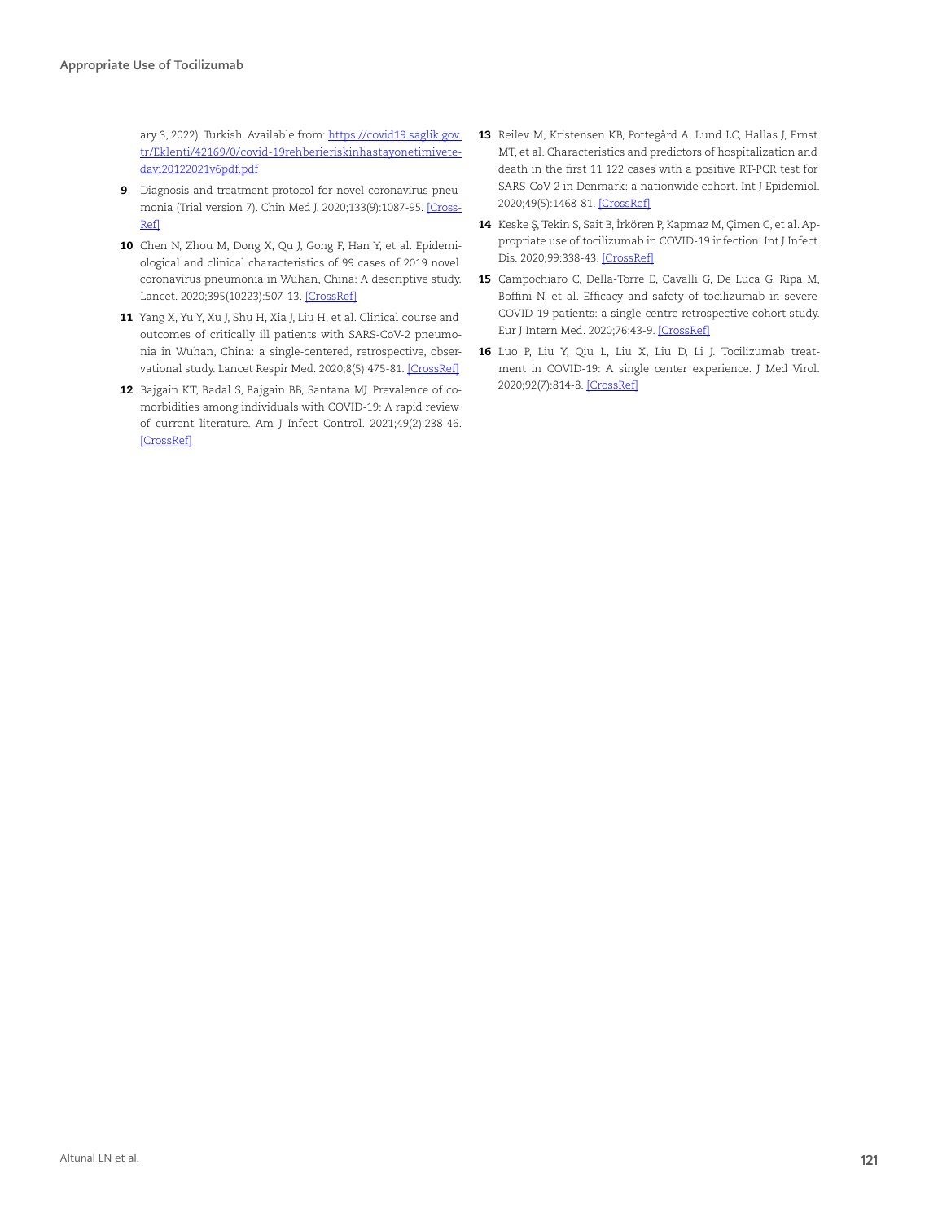ary 3, 2022). Turkish. Available from: https://covid19.saglik.gov.tr/Eklenti/42169/0/covid-19rehberieriskinhastayonetimivetedavi20122021v6pdf.pdf

9. Diagnosis and treatment protocol for novel coronavirus pneumonia (Trial version 7). Chin Med J. 2020;133(9):1087-95. [CrossRef]

10. Chen N, Zhou M, Dong X, Qu J, Gong F, Han Y, et al. Epidemiological and clinical characteristics of 99 cases of 2019 novel coronavirus pneumonia in Wuhan, China: A descriptive study. Lancet. 2020;395(10223):507-13. [CrossRef]

11. Yang X, Yu Y, Xu J, Shu H, Xia J, Liu H, et al. Clinical course and outcomes of critically ill patients with SARS-CoV-2 pneumonia in Wuhan, China: a single-centered, retrospective, observational study. Lancet Respir Med. 2020;8(5):475-81. [CrossRef]

12. Bajgain KT, Badal S, Bajgain BB, Santana MJ. Prevalence of comorbidities among individuals with COVID-19: A rapid review of current literature. Am J Infect Control. 2021;49(2):238-46. [CrossRef]

13. Reilev M, Kristensen KB, Pottegård A, Lund LC, Hallas J, Ernst MT, et al. Characteristics and predictors of hospitalization and death in the first 11 122 cases with a positive RT-PCR test for SARS-CoV-2 in Denmark: a nationwide cohort. Int J Epidemiol. 2020;49(5):1468-81. [CrossRef]

14. Keske Ş, Tekin S, Sait B, İrkören P, Kapmaz M, Çimen C, et al. Appropriate use of tocilizumab in COVID-19 infection. Int J Infect Dis. 2020;99:338-43. [CrossRef]

15. Campochiaro C, Della-Torre E, Cavalli G, De Luca G, Ripa M, Boffini N, et al. Efficacy and safety of tocilizumab in severe COVID-19 patients: a single-centre retrospective cohort study. Eur J Intern Med. 2020;76:43-9. [CrossRef]

16. Luo P, Liu Y, Qiu L, Liu X, Liu D, Li J. Tocilizumab treatment in COVID-19: A single center experience. J Med Virol. 2020;92(7):814-8. [CrossRef]